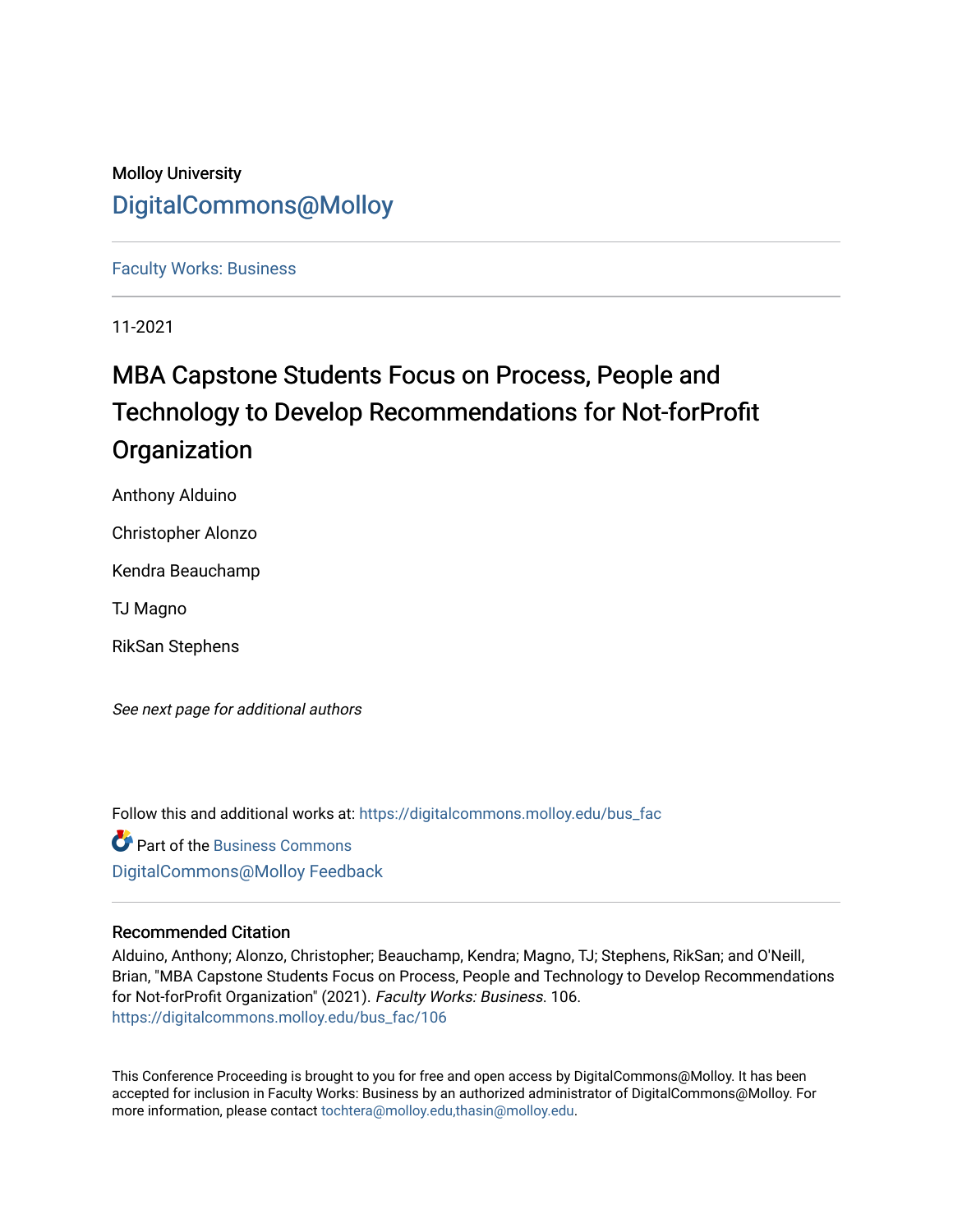Molloy University

DigitalCommons@Molloy

Faculty Works: Business

11-2021

# MBA Capstone Students Focus on Process, People and Technology to Develop Recommendations for Not-forProfit Organization

Anthony Alduino

Christopher Alonzo

Kendra Beauchamp

TJ Magno

RikSan Stephens

*See next page for additional authors*

Follow this and additional works at: https://digitalcommons.molloy.edu/bus_fac

Part of the Business Commons

DigitalCommons@Molloy Feedback

## Recommended Citation

Alduino, Anthony; Alonzo, Christopher; Beauchamp, Kendra; Magno, TJ; Stephens, RikSan; and O'Neill, Brian, "MBA Capstone Students Focus on Process, People and Technology to Develop Recommendations for Not-forProfit Organization" (2021). *Faculty Works: Business*. 106.
https://digitalcommons.molloy.edu/bus_fac/106

This Conference Proceeding is brought to you for free and open access by DigitalCommons@Molloy. It has been accepted for inclusion in Faculty Works: Business by an authorized administrator of DigitalCommons@Molloy. For more information, please contact tochtera@molloy.edu,thasin@molloy.edu.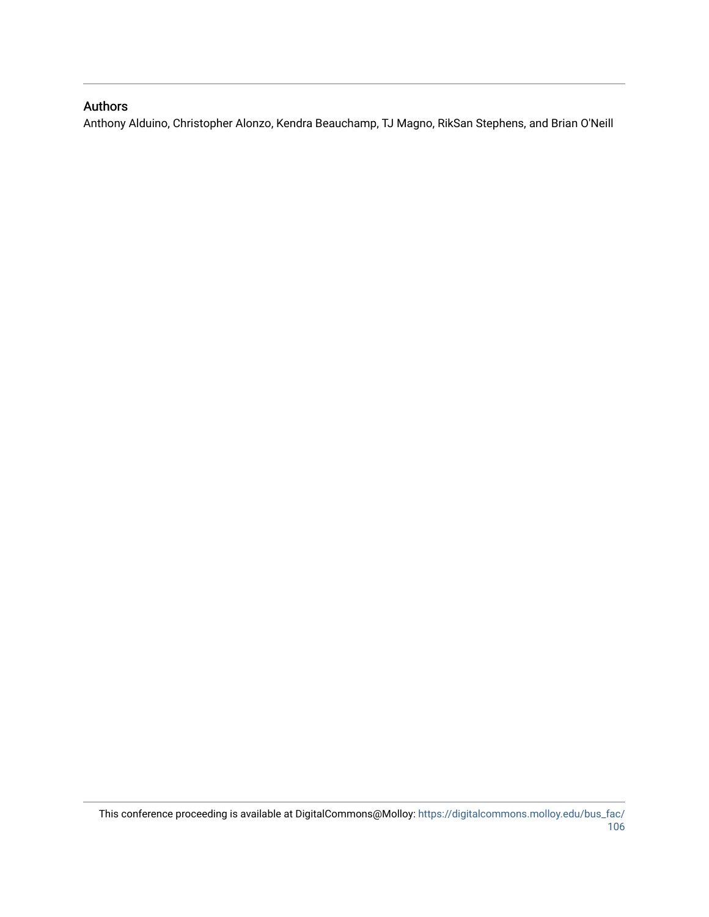## Authors

Anthony Alduino, Christopher Alonzo, Kendra Beauchamp, TJ Magno, RikSan Stephens, and Brian O'Neill

This conference proceeding is available at DigitalCommons@Molloy: https://digitalcommons.molloy.edu/bus_fac/106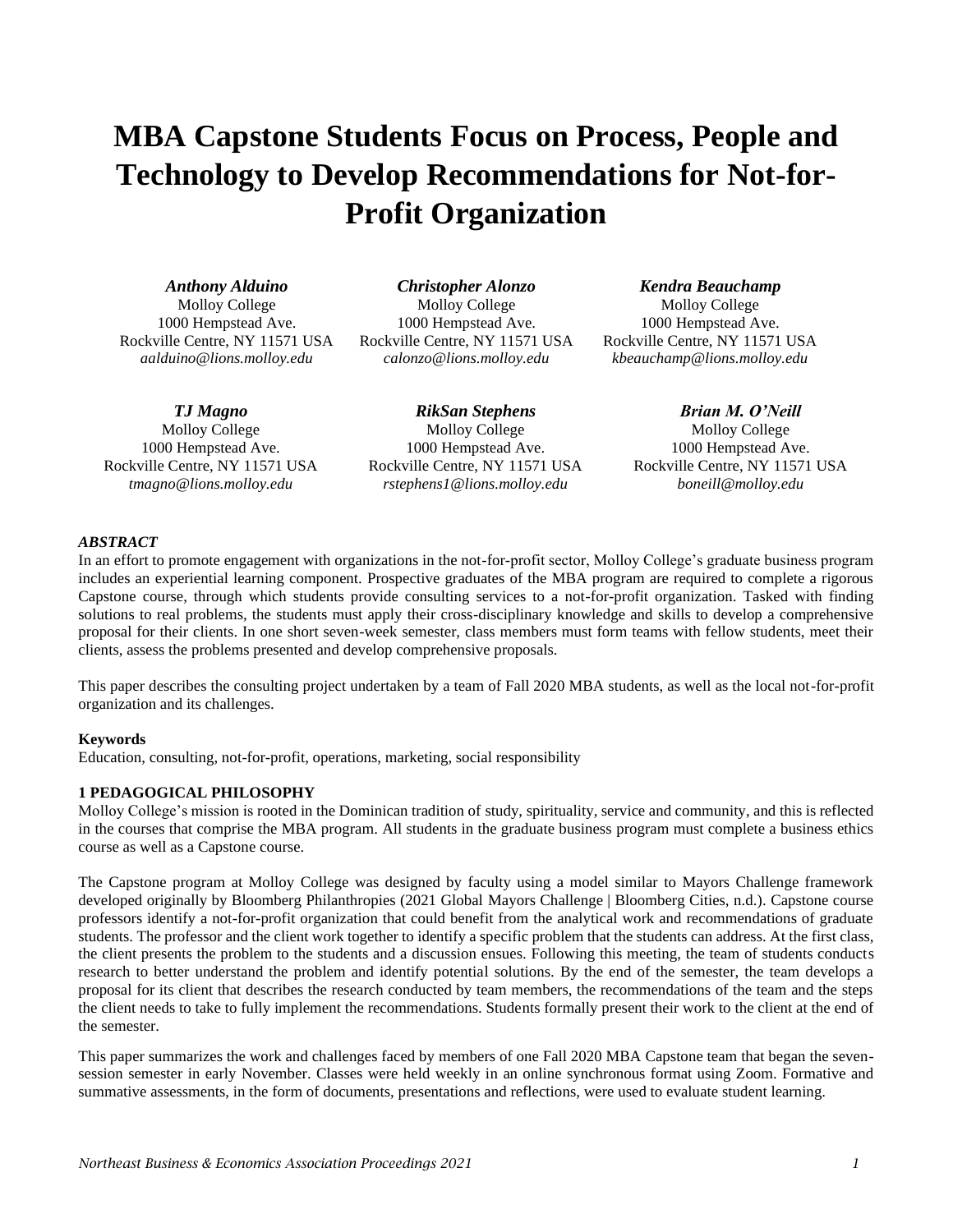# MBA Capstone Students Focus on Process, People and Technology to Develop Recommendations for Not-for-Profit Organization

***Anthony Alduino***
Molloy College
1000 Hempstead Ave.
Rockville Centre, NY 11571 USA
*aalduino@lions.molloy.edu*

***Christopher Alonzo***
Molloy College
1000 Hempstead Ave.
Rockville Centre, NY 11571 USA
*calonzo@lions.molloy.edu*

***Kendra Beauchamp***
Molloy College
1000 Hempstead Ave.
Rockville Centre, NY 11571 USA
*kbeauchamp@lions.molloy.edu*

***TJ Magno***
Molloy College
1000 Hempstead Ave.
Rockville Centre, NY 11571 USA
*tmagno@lions.molloy.edu*

***RikSan Stephens***
Molloy College
1000 Hempstead Ave.
Rockville Centre, NY 11571 USA
*rstephens1@lions.molloy.edu*

***Brian M. O'Neill***
Molloy College
1000 Hempstead Ave.
Rockville Centre, NY 11571 USA
*boneill@molloy.edu*

***ABSTRACT***

In an effort to promote engagement with organizations in the not-for-profit sector, Molloy College's graduate business program includes an experiential learning component. Prospective graduates of the MBA program are required to complete a rigorous Capstone course, through which students provide consulting services to a not-for-profit organization. Tasked with finding solutions to real problems, the students must apply their cross-disciplinary knowledge and skills to develop a comprehensive proposal for their clients. In one short seven-week semester, class members must form teams with fellow students, meet their clients, assess the problems presented and develop comprehensive proposals.

This paper describes the consulting project undertaken by a team of Fall 2020 MBA students, as well as the local not-for-profit organization and its challenges.

**Keywords**

Education, consulting, not-for-profit, operations, marketing, social responsibility

**1 PEDAGOGICAL PHILOSOPHY**

Molloy College's mission is rooted in the Dominican tradition of study, spirituality, service and community, and this is reflected in the courses that comprise the MBA program. All students in the graduate business program must complete a business ethics course as well as a Capstone course.

The Capstone program at Molloy College was designed by faculty using a model similar to Mayors Challenge framework developed originally by Bloomberg Philanthropies (2021 Global Mayors Challenge | Bloomberg Cities, n.d.). Capstone course professors identify a not-for-profit organization that could benefit from the analytical work and recommendations of graduate students. The professor and the client work together to identify a specific problem that the students can address. At the first class, the client presents the problem to the students and a discussion ensues. Following this meeting, the team of students conducts research to better understand the problem and identify potential solutions. By the end of the semester, the team develops a proposal for its client that describes the research conducted by team members, the recommendations of the team and the steps the client needs to take to fully implement the recommendations. Students formally present their work to the client at the end of the semester.

This paper summarizes the work and challenges faced by members of one Fall 2020 MBA Capstone team that began the seven-session semester in early November. Classes were held weekly in an online synchronous format using Zoom. Formative and summative assessments, in the form of documents, presentations and reflections, were used to evaluate student learning.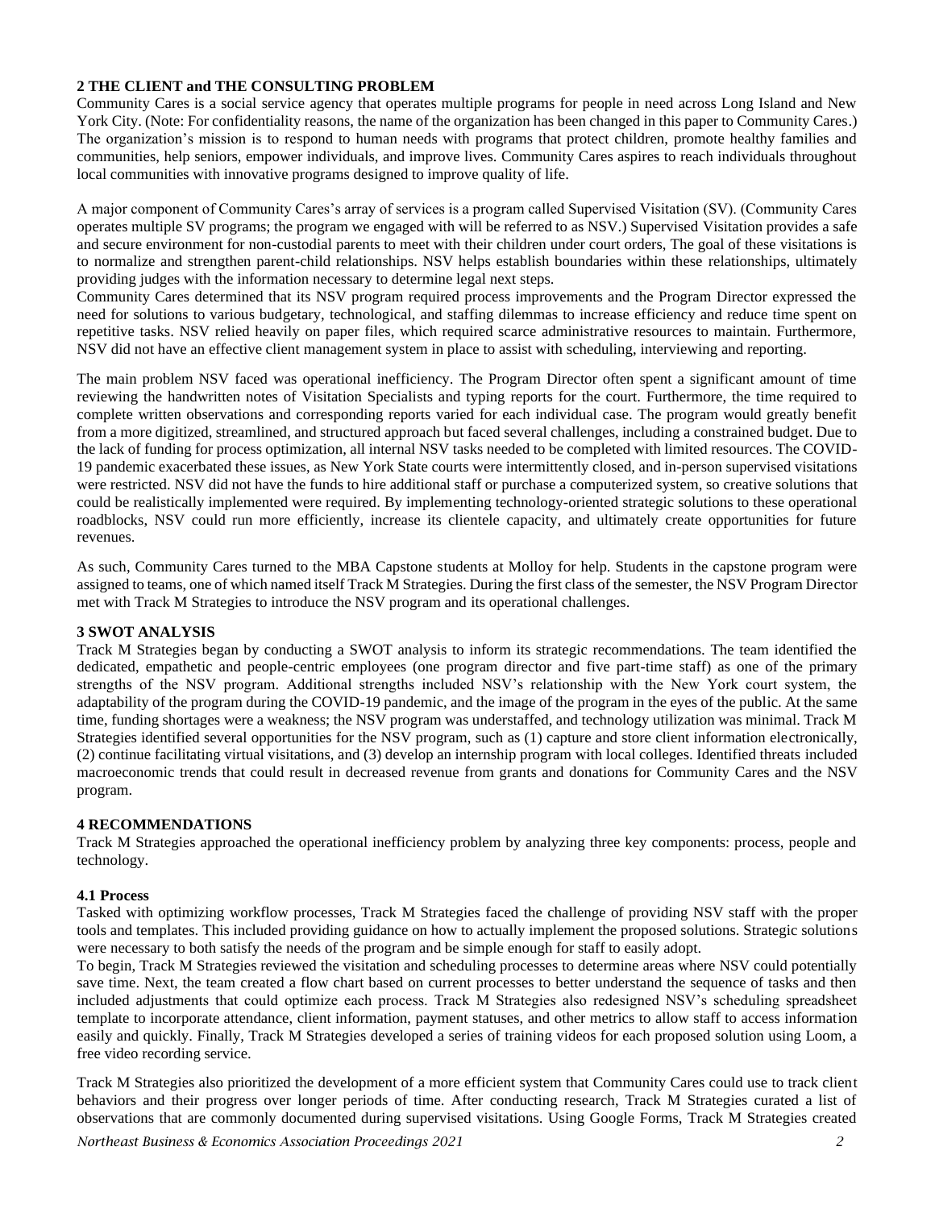## 2 THE CLIENT and THE CONSULTING PROBLEM

Community Cares is a social service agency that operates multiple programs for people in need across Long Island and New York City. (Note: For confidentiality reasons, the name of the organization has been changed in this paper to Community Cares.) The organization's mission is to respond to human needs with programs that protect children, promote healthy families and communities, help seniors, empower individuals, and improve lives. Community Cares aspires to reach individuals throughout local communities with innovative programs designed to improve quality of life.

A major component of Community Cares's array of services is a program called Supervised Visitation (SV). (Community Cares operates multiple SV programs; the program we engaged with will be referred to as NSV.) Supervised Visitation provides a safe and secure environment for non-custodial parents to meet with their children under court orders, The goal of these visitations is to normalize and strengthen parent-child relationships. NSV helps establish boundaries within these relationships, ultimately providing judges with the information necessary to determine legal next steps.

Community Cares determined that its NSV program required process improvements and the Program Director expressed the need for solutions to various budgetary, technological, and staffing dilemmas to increase efficiency and reduce time spent on repetitive tasks. NSV relied heavily on paper files, which required scarce administrative resources to maintain. Furthermore, NSV did not have an effective client management system in place to assist with scheduling, interviewing and reporting.

The main problem NSV faced was operational inefficiency. The Program Director often spent a significant amount of time reviewing the handwritten notes of Visitation Specialists and typing reports for the court. Furthermore, the time required to complete written observations and corresponding reports varied for each individual case. The program would greatly benefit from a more digitized, streamlined, and structured approach but faced several challenges, including a constrained budget. Due to the lack of funding for process optimization, all internal NSV tasks needed to be completed with limited resources. The COVID-19 pandemic exacerbated these issues, as New York State courts were intermittently closed, and in-person supervised visitations were restricted. NSV did not have the funds to hire additional staff or purchase a computerized system, so creative solutions that could be realistically implemented were required. By implementing technology-oriented strategic solutions to these operational roadblocks, NSV could run more efficiently, increase its clientele capacity, and ultimately create opportunities for future revenues.

As such, Community Cares turned to the MBA Capstone students at Molloy for help. Students in the capstone program were assigned to teams, one of which named itself Track M Strategies. During the first class of the semester, the NSV Program Director met with Track M Strategies to introduce the NSV program and its operational challenges.

## 3 SWOT ANALYSIS

Track M Strategies began by conducting a SWOT analysis to inform its strategic recommendations. The team identified the dedicated, empathetic and people-centric employees (one program director and five part-time staff) as one of the primary strengths of the NSV program. Additional strengths included NSV's relationship with the New York court system, the adaptability of the program during the COVID-19 pandemic, and the image of the program in the eyes of the public. At the same time, funding shortages were a weakness; the NSV program was understaffed, and technology utilization was minimal. Track M Strategies identified several opportunities for the NSV program, such as (1) capture and store client information electronically, (2) continue facilitating virtual visitations, and (3) develop an internship program with local colleges. Identified threats included macroeconomic trends that could result in decreased revenue from grants and donations for Community Cares and the NSV program.

## 4 RECOMMENDATIONS

Track M Strategies approached the operational inefficiency problem by analyzing three key components: process, people and technology.

### 4.1 Process

Tasked with optimizing workflow processes, Track M Strategies faced the challenge of providing NSV staff with the proper tools and templates. This included providing guidance on how to actually implement the proposed solutions. Strategic solutions were necessary to both satisfy the needs of the program and be simple enough for staff to easily adopt.

To begin, Track M Strategies reviewed the visitation and scheduling processes to determine areas where NSV could potentially save time. Next, the team created a flow chart based on current processes to better understand the sequence of tasks and then included adjustments that could optimize each process. Track M Strategies also redesigned NSV's scheduling spreadsheet template to incorporate attendance, client information, payment statuses, and other metrics to allow staff to access information easily and quickly. Finally, Track M Strategies developed a series of training videos for each proposed solution using Loom, a free video recording service.

Track M Strategies also prioritized the development of a more efficient system that Community Cares could use to track client behaviors and their progress over longer periods of time. After conducting research, Track M Strategies curated a list of observations that are commonly documented during supervised visitations. Using Google Forms, Track M Strategies created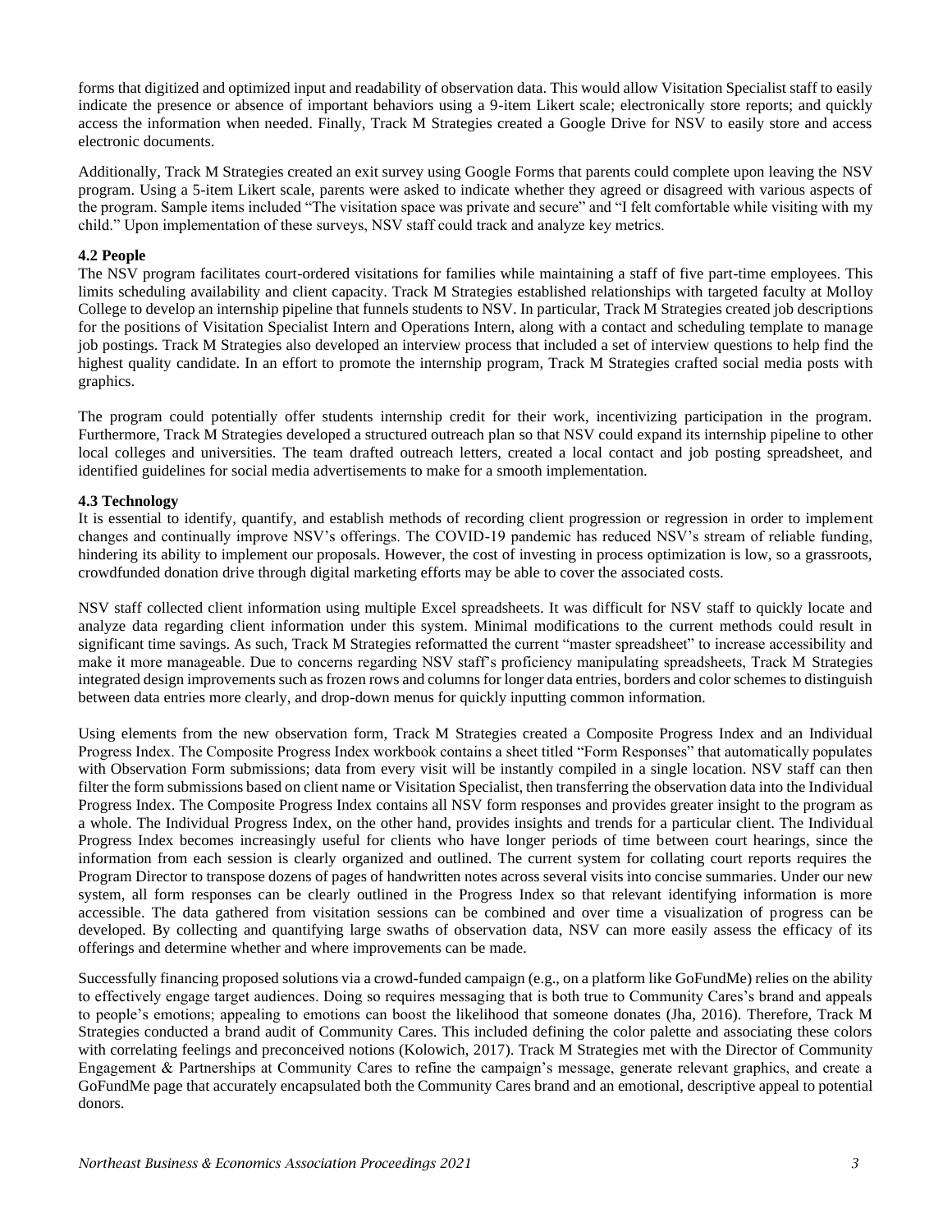forms that digitized and optimized input and readability of observation data. This would allow Visitation Specialist staff to easily indicate the presence or absence of important behaviors using a 9-item Likert scale; electronically store reports; and quickly access the information when needed. Finally, Track M Strategies created a Google Drive for NSV to easily store and access electronic documents.

Additionally, Track M Strategies created an exit survey using Google Forms that parents could complete upon leaving the NSV program. Using a 5-item Likert scale, parents were asked to indicate whether they agreed or disagreed with various aspects of the program. Sample items included "The visitation space was private and secure" and "I felt comfortable while visiting with my child." Upon implementation of these surveys, NSV staff could track and analyze key metrics.

### 4.2 People

The NSV program facilitates court-ordered visitations for families while maintaining a staff of five part-time employees. This limits scheduling availability and client capacity. Track M Strategies established relationships with targeted faculty at Molloy College to develop an internship pipeline that funnels students to NSV. In particular, Track M Strategies created job descriptions for the positions of Visitation Specialist Intern and Operations Intern, along with a contact and scheduling template to manage job postings. Track M Strategies also developed an interview process that included a set of interview questions to help find the highest quality candidate. In an effort to promote the internship program, Track M Strategies crafted social media posts with graphics.

The program could potentially offer students internship credit for their work, incentivizing participation in the program. Furthermore, Track M Strategies developed a structured outreach plan so that NSV could expand its internship pipeline to other local colleges and universities. The team drafted outreach letters, created a local contact and job posting spreadsheet, and identified guidelines for social media advertisements to make for a smooth implementation.

### 4.3 Technology

It is essential to identify, quantify, and establish methods of recording client progression or regression in order to implement changes and continually improve NSV's offerings. The COVID-19 pandemic has reduced NSV's stream of reliable funding, hindering its ability to implement our proposals. However, the cost of investing in process optimization is low, so a grassroots, crowdfunded donation drive through digital marketing efforts may be able to cover the associated costs.

NSV staff collected client information using multiple Excel spreadsheets. It was difficult for NSV staff to quickly locate and analyze data regarding client information under this system. Minimal modifications to the current methods could result in significant time savings. As such, Track M Strategies reformatted the current "master spreadsheet" to increase accessibility and make it more manageable. Due to concerns regarding NSV staff's proficiency manipulating spreadsheets, Track M Strategies integrated design improvements such as frozen rows and columns for longer data entries, borders and color schemes to distinguish between data entries more clearly, and drop-down menus for quickly inputting common information.

Using elements from the new observation form, Track M Strategies created a Composite Progress Index and an Individual Progress Index. The Composite Progress Index workbook contains a sheet titled "Form Responses" that automatically populates with Observation Form submissions; data from every visit will be instantly compiled in a single location. NSV staff can then filter the form submissions based on client name or Visitation Specialist, then transferring the observation data into the Individual Progress Index. The Composite Progress Index contains all NSV form responses and provides greater insight to the program as a whole. The Individual Progress Index, on the other hand, provides insights and trends for a particular client. The Individual Progress Index becomes increasingly useful for clients who have longer periods of time between court hearings, since the information from each session is clearly organized and outlined. The current system for collating court reports requires the Program Director to transpose dozens of pages of handwritten notes across several visits into concise summaries. Under our new system, all form responses can be clearly outlined in the Progress Index so that relevant identifying information is more accessible. The data gathered from visitation sessions can be combined and over time a visualization of progress can be developed. By collecting and quantifying large swaths of observation data, NSV can more easily assess the efficacy of its offerings and determine whether and where improvements can be made.

Successfully financing proposed solutions via a crowd-funded campaign (e.g., on a platform like GoFundMe) relies on the ability to effectively engage target audiences. Doing so requires messaging that is both true to Community Cares's brand and appeals to people's emotions; appealing to emotions can boost the likelihood that someone donates (Jha, 2016). Therefore, Track M Strategies conducted a brand audit of Community Cares. This included defining the color palette and associating these colors with correlating feelings and preconceived notions (Kolowich, 2017). Track M Strategies met with the Director of Community Engagement & Partnerships at Community Cares to refine the campaign's message, generate relevant graphics, and create a GoFundMe page that accurately encapsulated both the Community Cares brand and an emotional, descriptive appeal to potential donors.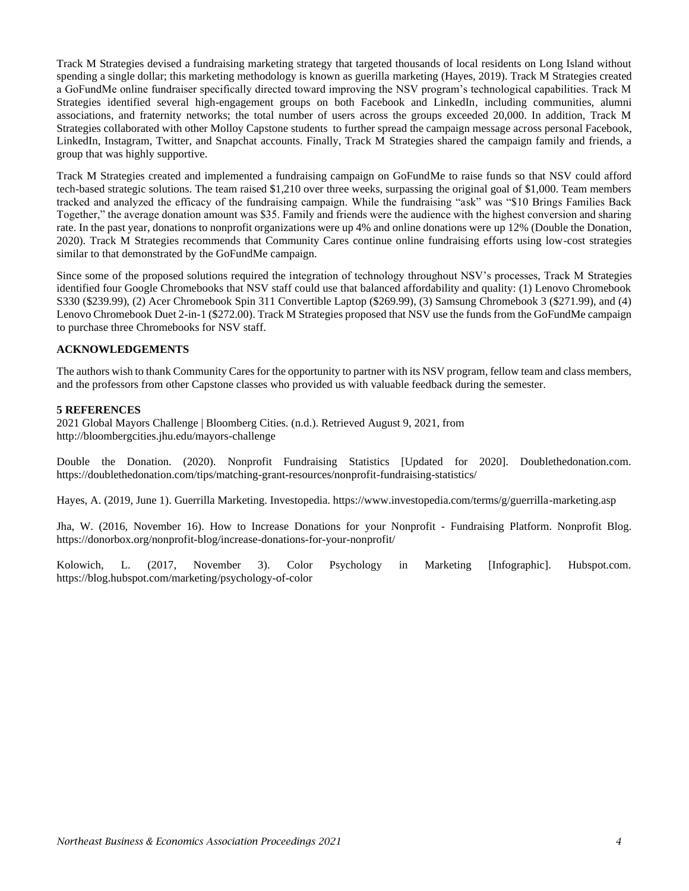Track M Strategies devised a fundraising marketing strategy that targeted thousands of local residents on Long Island without spending a single dollar; this marketing methodology is known as guerilla marketing (Hayes, 2019). Track M Strategies created a GoFundMe online fundraiser specifically directed toward improving the NSV program's technological capabilities. Track M Strategies identified several high-engagement groups on both Facebook and LinkedIn, including communities, alumni associations, and fraternity networks; the total number of users across the groups exceeded 20,000. In addition, Track M Strategies collaborated with other Molloy Capstone students to further spread the campaign message across personal Facebook, LinkedIn, Instagram, Twitter, and Snapchat accounts. Finally, Track M Strategies shared the campaign family and friends, a group that was highly supportive.

Track M Strategies created and implemented a fundraising campaign on GoFundMe to raise funds so that NSV could afford tech-based strategic solutions. The team raised $1,210 over three weeks, surpassing the original goal of $1,000. Team members tracked and analyzed the efficacy of the fundraising campaign. While the fundraising "ask" was "$10 Brings Families Back Together," the average donation amount was $35. Family and friends were the audience with the highest conversion and sharing rate. In the past year, donations to nonprofit organizations were up 4% and online donations were up 12% (Double the Donation, 2020). Track M Strategies recommends that Community Cares continue online fundraising efforts using low-cost strategies similar to that demonstrated by the GoFundMe campaign.

Since some of the proposed solutions required the integration of technology throughout NSV's processes, Track M Strategies identified four Google Chromebooks that NSV staff could use that balanced affordability and quality: (1) Lenovo Chromebook S330 ($239.99), (2) Acer Chromebook Spin 311 Convertible Laptop ($269.99), (3) Samsung Chromebook 3 ($271.99), and (4) Lenovo Chromebook Duet 2-in-1 ($272.00). Track M Strategies proposed that NSV use the funds from the GoFundMe campaign to purchase three Chromebooks for NSV staff.

## ACKNOWLEDGEMENTS

The authors wish to thank Community Cares for the opportunity to partner with its NSV program, fellow team and class members, and the professors from other Capstone classes who provided us with valuable feedback during the semester.

## 5 REFERENCES

2021 Global Mayors Challenge | Bloomberg Cities. (n.d.). Retrieved August 9, 2021, from http://bloombergcities.jhu.edu/mayors-challenge

Double the Donation. (2020). Nonprofit Fundraising Statistics [Updated for 2020]. Doublethedonation.com. https://doublethedonation.com/tips/matching-grant-resources/nonprofit-fundraising-statistics/

Hayes, A. (2019, June 1). Guerrilla Marketing. Investopedia. https://www.investopedia.com/terms/g/guerrilla-marketing.asp

Jha, W. (2016, November 16). How to Increase Donations for your Nonprofit - Fundraising Platform. Nonprofit Blog. https://donorbox.org/nonprofit-blog/increase-donations-for-your-nonprofit/

Kolowich, L. (2017, November 3). Color Psychology in Marketing [Infographic]. Hubspot.com. https://blog.hubspot.com/marketing/psychology-of-color